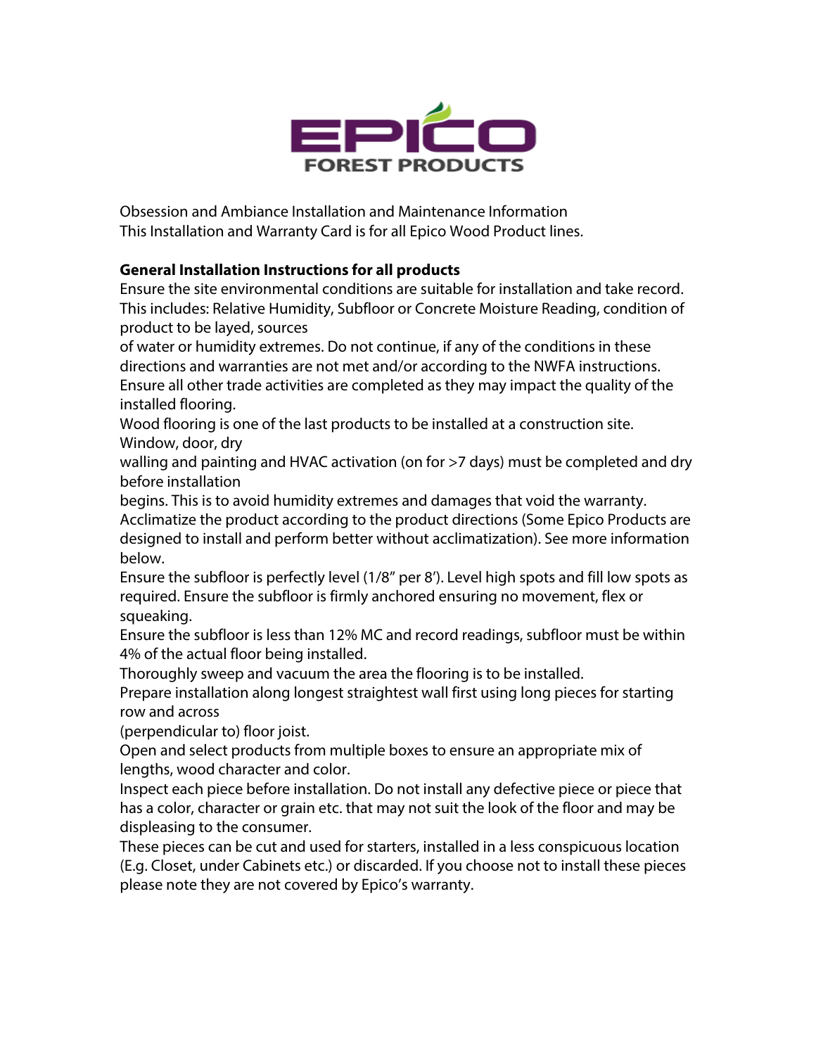EPICO FOREST PRODUCTS

Obsession and Ambiance Installation and Maintenance Information
This Installation and Warranty Card is for all Epico Wood Product lines.

**General Installation Instructions for all products**

Ensure the site environmental conditions are suitable for installation and take record. This includes: Relative Humidity, Subfloor or Concrete Moisture Reading, condition of product to be layed, sources of water or humidity extremes. Do not continue, if any of the conditions in these directions and warranties are not met and/or according to the NWFA instructions.

Ensure all other trade activities are completed as they may impact the quality of the installed flooring.

Wood flooring is one of the last products to be installed at a construction site. Window, door, dry walling and painting and HVAC activation (on for >7 days) must be completed and dry before installation begins. This is to avoid humidity extremes and damages that void the warranty.

Acclimatize the product according to the product directions (Some Epico Products are designed to install and perform better without acclimatization). See more information below.

Ensure the subfloor is perfectly level (1/8" per 8'). Level high spots and fill low spots as required. Ensure the subfloor is firmly anchored ensuring no movement, flex or squeaking.

Ensure the subfloor is less than 12% MC and record readings, subfloor must be within 4% of the actual floor being installed.

Thoroughly sweep and vacuum the area the flooring is to be installed.

Prepare installation along longest straightest wall first using long pieces for starting row and across (perpendicular to) floor joist.

Open and select products from multiple boxes to ensure an appropriate mix of lengths, wood character and color.

Inspect each piece before installation. Do not install any defective piece or piece that has a color, character or grain etc. that may not suit the look of the floor and may be displeasing to the consumer.

These pieces can be cut and used for starters, installed in a less conspicuous location (E.g. Closet, under Cabinets etc.) or discarded. If you choose not to install these pieces please note they are not covered by Epico's warranty.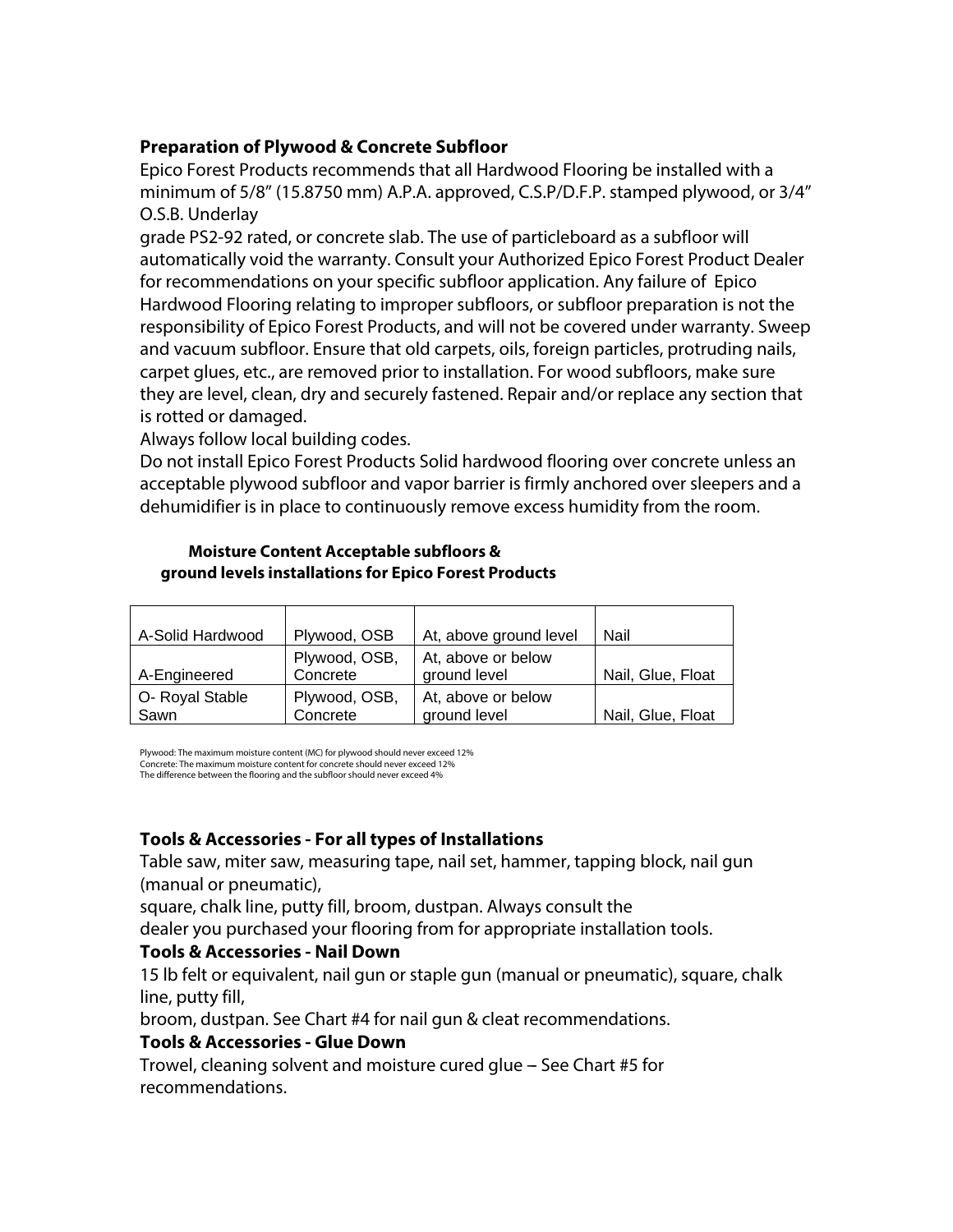## Preparation of Plywood & Concrete Subfloor

Epico Forest Products recommends that all Hardwood Flooring be installed with a minimum of 5/8" (15.8750 mm) A.P.A. approved, C.S.P/D.F.P. stamped plywood, or 3/4" O.S.B. Underlay grade PS2-92 rated, or concrete slab. The use of particleboard as a subfloor will automatically void the warranty. Consult your Authorized Epico Forest Product Dealer for recommendations on your specific subfloor application. Any failure of Epico Hardwood Flooring relating to improper subfloors, or subfloor preparation is not the responsibility of Epico Forest Products, and will not be covered under warranty. Sweep and vacuum subfloor. Ensure that old carpets, oils, foreign particles, protruding nails, carpet glues, etc., are removed prior to installation. For wood subfloors, make sure they are level, clean, dry and securely fastened. Repair and/or replace any section that is rotted or damaged.

Always follow local building codes.

Do not install Epico Forest Products Solid hardwood flooring over concrete unless an acceptable plywood subfloor and vapor barrier is firmly anchored over sleepers and a dehumidifier is in place to continuously remove excess humidity from the room.

**Moisture Content Acceptable subfloors & ground levels installations for Epico Forest Products**

| | | | |
|---|---|---|---|
| A-Solid Hardwood | Plywood, OSB | At, above ground level | Nail |
| A-Engineered | Plywood, OSB, Concrete | At, above or below ground level | Nail, Glue, Float |
| O- Royal Stable Sawn | Plywood, OSB, Concrete | At, above or below ground level | Nail, Glue, Float |

Plywood: The maximum moisture content (MC) for plywood should never exceed 12%
Concrete: The maximum moisture content for concrete should never exceed 12%
The difference between the flooring and the subfloor should never exceed 4%

## Tools & Accessories - For all types of Installations

Table saw, miter saw, measuring tape, nail set, hammer, tapping block, nail gun (manual or pneumatic), square, chalk line, putty fill, broom, dustpan. Always consult the dealer you purchased your flooring from for appropriate installation tools.

## Tools & Accessories - Nail Down

15 lb felt or equivalent, nail gun or staple gun (manual or pneumatic), square, chalk line, putty fill, broom, dustpan. See Chart #4 for nail gun & cleat recommendations.

## Tools & Accessories - Glue Down

Trowel, cleaning solvent and moisture cured glue – See Chart #5 for recommendations.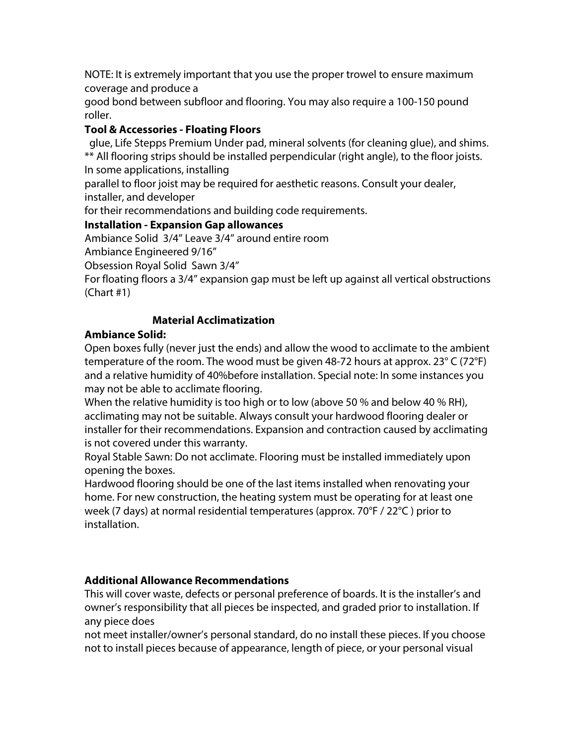NOTE: It is extremely important that you use the proper trowel to ensure maximum coverage and produce a
good bond between subfloor and flooring. You may also require a 100-150 pound roller.

**Tool & Accessories - Floating Floors**

glue, Life Stepps Premium Under pad, mineral solvents (for cleaning glue), and shims.
** All flooring strips should be installed perpendicular (right angle), to the floor joists. In some applications, installing
parallel to floor joist may be required for aesthetic reasons. Consult your dealer, installer, and developer
for their recommendations and building code requirements.

**Installation - Expansion Gap allowances**

Ambiance Solid 3/4" Leave 3/4" around entire room
Ambiance Engineered 9/16"
Obsession Royal Solid Sawn 3/4"
For floating floors a 3/4" expansion gap must be left up against all vertical obstructions (Chart #1)

**Material Acclimatization**

**Ambiance Solid:**

Open boxes fully (never just the ends) and allow the wood to acclimate to the ambient temperature of the room. The wood must be given 48-72 hours at approx. 23° C (72°F) and a relative humidity of 40%before installation. Special note: In some instances you may not be able to acclimate flooring.
When the relative humidity is too high or to low (above 50 % and below 40 % RH), acclimating may not be suitable. Always consult your hardwood flooring dealer or installer for their recommendations. Expansion and contraction caused by acclimating is not covered under this warranty.
Royal Stable Sawn: Do not acclimate. Flooring must be installed immediately upon opening the boxes.
Hardwood flooring should be one of the last items installed when renovating your home. For new construction, the heating system must be operating for at least one week (7 days) at normal residential temperatures (approx. 70°F / 22°C ) prior to installation.

**Additional Allowance Recommendations**

This will cover waste, defects or personal preference of boards. It is the installer's and owner's responsibility that all pieces be inspected, and graded prior to installation. If any piece does
not meet installer/owner's personal standard, do no install these pieces. If you choose not to install pieces because of appearance, length of piece, or your personal visual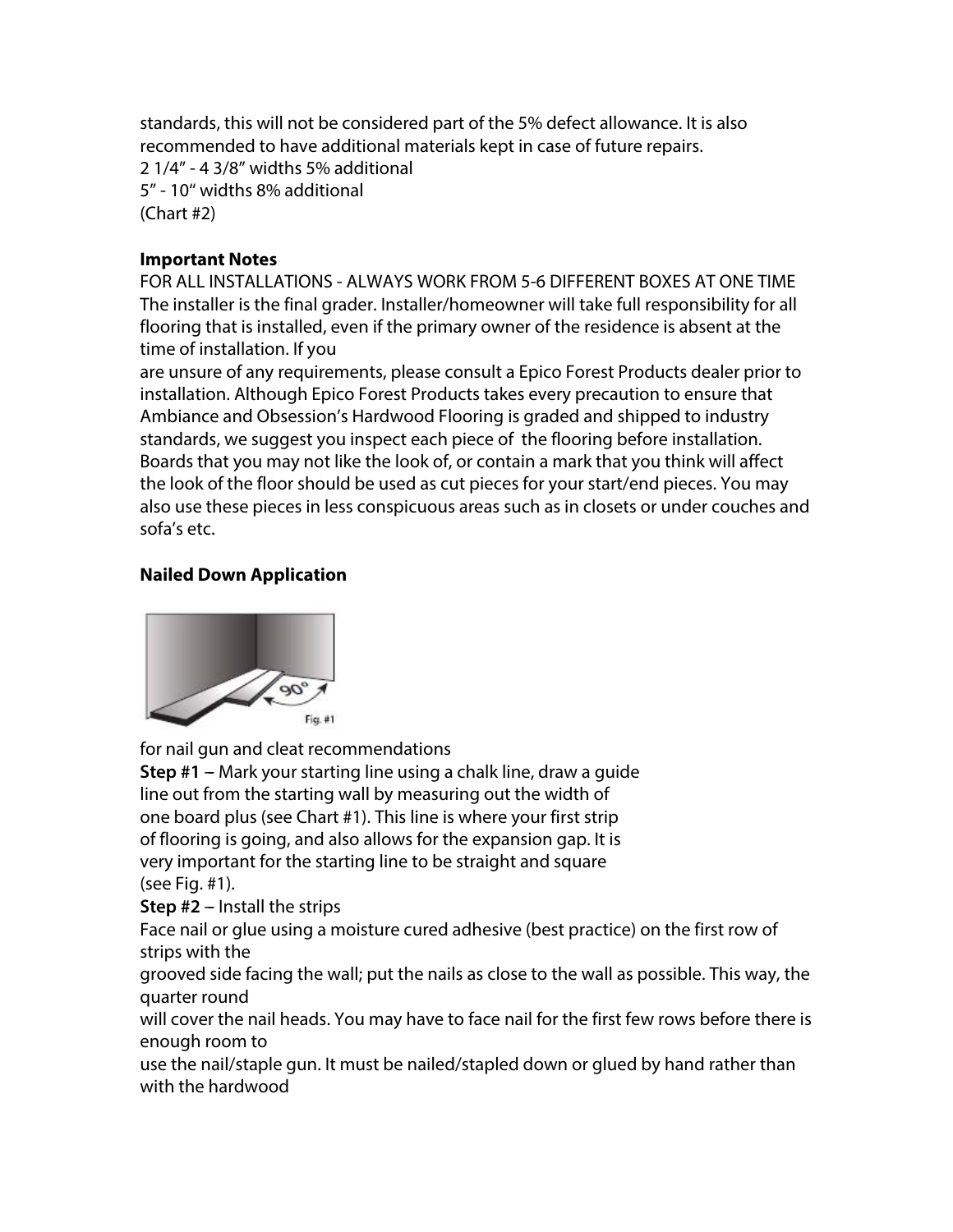standards, this will not be considered part of the 5% defect allowance. It is also recommended to have additional materials kept in case of future repairs.

2 1/4" - 4 3/8" widths 5% additional

5" - 10" widths 8% additional

(Chart #2)

**Important Notes**

FOR ALL INSTALLATIONS - ALWAYS WORK FROM 5-6 DIFFERENT BOXES AT ONE TIME

The installer is the final grader. Installer/homeowner will take full responsibility for all flooring that is installed, even if the primary owner of the residence is absent at the time of installation. If you are unsure of any requirements, please consult a Epico Forest Products dealer prior to installation. Although Epico Forest Products takes every precaution to ensure that Ambiance and Obsession's Hardwood Flooring is graded and shipped to industry standards, we suggest you inspect each piece of the flooring before installation. Boards that you may not like the look of, or contain a mark that you think will affect the look of the floor should be used as cut pieces for your start/end pieces. You may also use these pieces in less conspicuous areas such as in closets or under couches and sofa's etc.

**Nailed Down Application**

Fig. #1

for nail gun and cleat recommendations

**Step #1** – Mark your starting line using a chalk line, draw a guide line out from the starting wall by measuring out the width of one board plus (see Chart #1). This line is where your first strip of flooring is going, and also allows for the expansion gap. It is very important for the starting line to be straight and square (see Fig. #1).

**Step #2** – Install the strips

Face nail or glue using a moisture cured adhesive (best practice) on the first row of strips with the grooved side facing the wall; put the nails as close to the wall as possible. This way, the quarter round will cover the nail heads. You may have to face nail for the first few rows before there is enough room to use the nail/staple gun. It must be nailed/stapled down or glued by hand rather than with the hardwood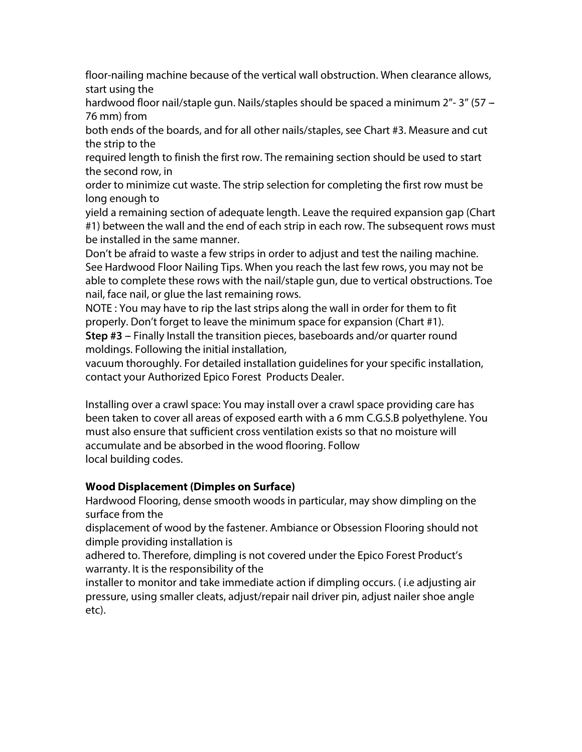floor-nailing machine because of the vertical wall obstruction. When clearance allows, start using the hardwood floor nail/staple gun. Nails/staples should be spaced a minimum 2"- 3" (57 – 76 mm) from both ends of the boards, and for all other nails/staples, see Chart #3. Measure and cut the strip to the required length to finish the first row. The remaining section should be used to start the second row, in order to minimize cut waste. The strip selection for completing the first row must be long enough to yield a remaining section of adequate length. Leave the required expansion gap (Chart #1) between the wall and the end of each strip in each row. The subsequent rows must be installed in the same manner.

Don't be afraid to waste a few strips in order to adjust and test the nailing machine. See Hardwood Floor Nailing Tips. When you reach the last few rows, you may not be able to complete these rows with the nail/staple gun, due to vertical obstructions. Toe nail, face nail, or glue the last remaining rows.

NOTE : You may have to rip the last strips along the wall in order for them to fit properly. Don't forget to leave the minimum space for expansion (Chart #1).

**Step #3** – Finally Install the transition pieces, baseboards and/or quarter round moldings. Following the initial installation, vacuum thoroughly. For detailed installation guidelines for your specific installation, contact your Authorized Epico Forest Products Dealer.

Installing over a crawl space: You may install over a crawl space providing care has been taken to cover all areas of exposed earth with a 6 mm C.G.S.B polyethylene. You must also ensure that sufficient cross ventilation exists so that no moisture will accumulate and be absorbed in the wood flooring. Follow local building codes.

**Wood Displacement (Dimples on Surface)**

Hardwood Flooring, dense smooth woods in particular, may show dimpling on the surface from the displacement of wood by the fastener. Ambiance or Obsession Flooring should not dimple providing installation is adhered to. Therefore, dimpling is not covered under the Epico Forest Product's warranty. It is the responsibility of the installer to monitor and take immediate action if dimpling occurs. ( i.e adjusting air pressure, using smaller cleats, adjust/repair nail driver pin, adjust nailer shoe angle etc).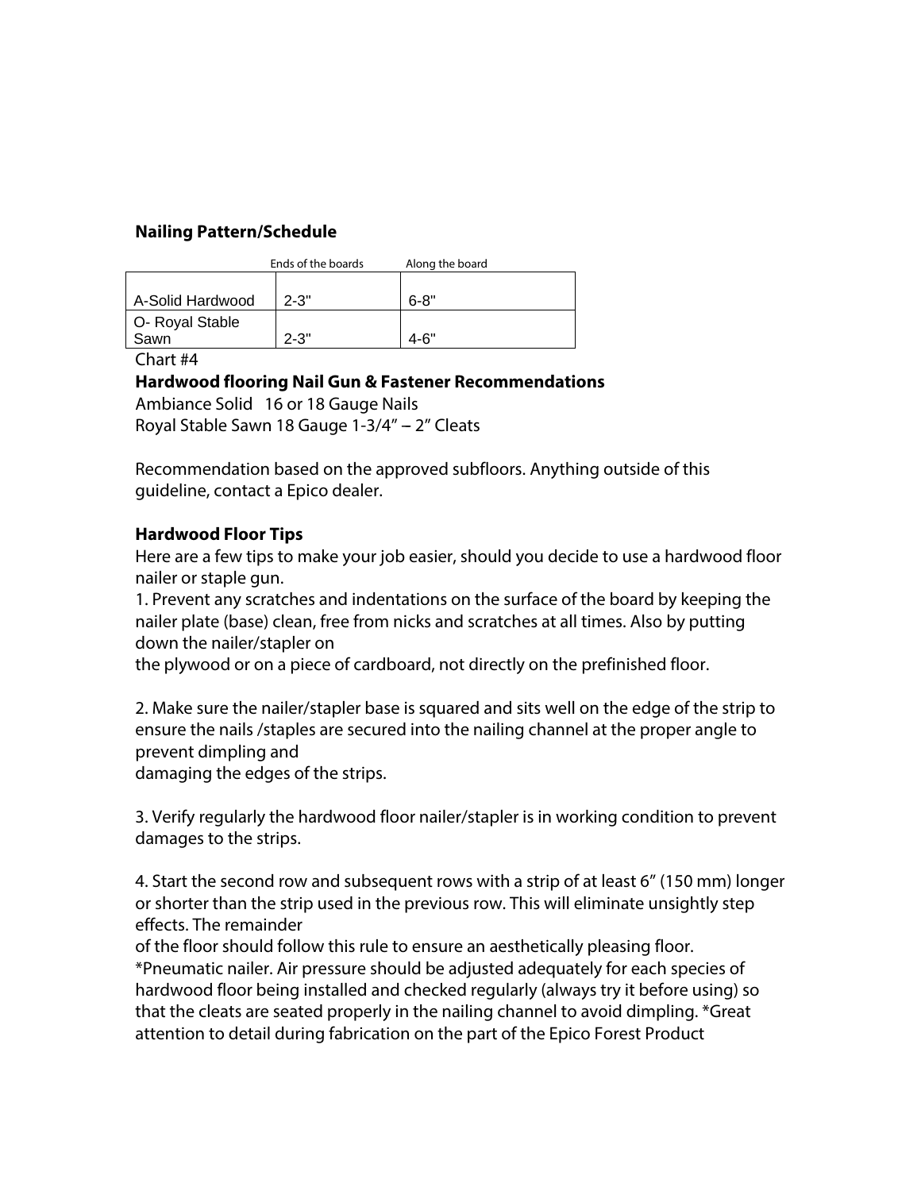**Nailing Pattern/Schedule**

| | Ends of the boards | Along the board |
|---|---|---|
| A-Solid Hardwood | 2-3" | 6-8" |
| O- Royal Stable Sawn | 2-3" | 4-6" |

Chart #4

**Hardwood flooring Nail Gun & Fastener Recommendations**

Ambiance Solid 16 or 18 Gauge Nails
Royal Stable Sawn 18 Gauge 1-3/4" – 2" Cleats

Recommendation based on the approved subfloors. Anything outside of this guideline, contact a Epico dealer.

**Hardwood Floor Tips**

Here are a few tips to make your job easier, should you decide to use a hardwood floor nailer or staple gun.

1. Prevent any scratches and indentations on the surface of the board by keeping the nailer plate (base) clean, free from nicks and scratches at all times. Also by putting down the nailer/stapler on the plywood or on a piece of cardboard, not directly on the prefinished floor.

2. Make sure the nailer/stapler base is squared and sits well on the edge of the strip to ensure the nails /staples are secured into the nailing channel at the proper angle to prevent dimpling and damaging the edges of the strips.

3. Verify regularly the hardwood floor nailer/stapler is in working condition to prevent damages to the strips.

4. Start the second row and subsequent rows with a strip of at least 6" (150 mm) longer or shorter than the strip used in the previous row. This will eliminate unsightly step effects. The remainder of the floor should follow this rule to ensure an aesthetically pleasing floor. *Pneumatic nailer. Air pressure should be adjusted adequately for each species of hardwood floor being installed and checked regularly (always try it before using) so that the cleats are seated properly in the nailing channel to avoid dimpling. *Great attention to detail during fabrication on the part of the Epico Forest Product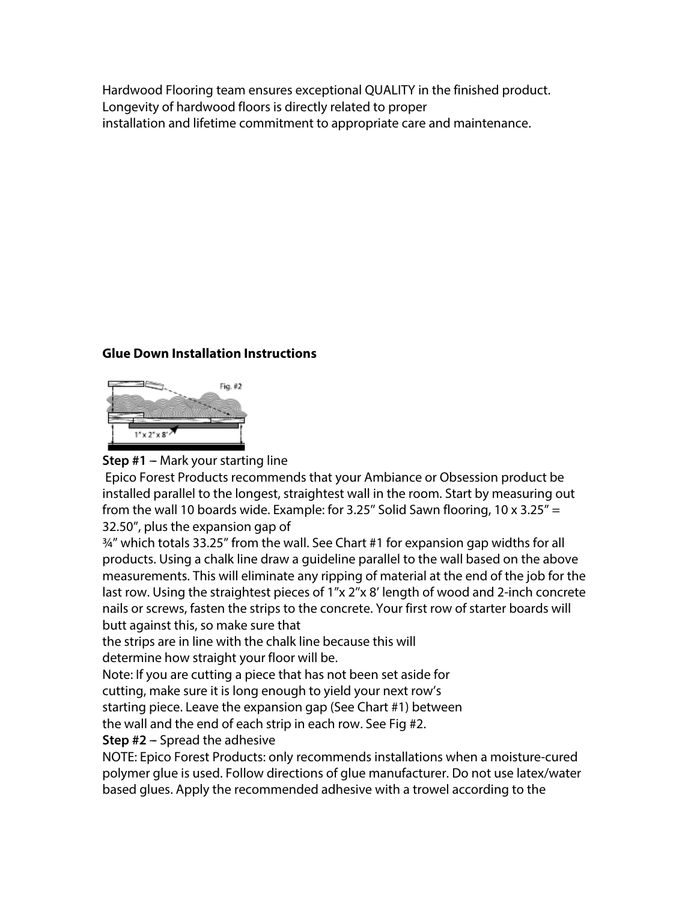Hardwood Flooring team ensures exceptional QUALITY in the finished product. Longevity of hardwood floors is directly related to proper installation and lifetime commitment to appropriate care and maintenance.

## Glue Down Installation Instructions

**Step #1** – Mark your starting line

Epico Forest Products recommends that your Ambiance or Obsession product be installed parallel to the longest, straightest wall in the room. Start by measuring out from the wall 10 boards wide. Example: for 3.25" Solid Sawn flooring, 10 x 3.25" = 32.50", plus the expansion gap of ¾" which totals 33.25" from the wall. See Chart #1 for expansion gap widths for all products. Using a chalk line draw a guideline parallel to the wall based on the above measurements. This will eliminate any ripping of material at the end of the job for the last row. Using the straightest pieces of 1"x 2"x 8' length of wood and 2-inch concrete nails or screws, fasten the strips to the concrete. Your first row of starter boards will butt against this, so make sure that the strips are in line with the chalk line because this will determine how straight your floor will be.

Note: If you are cutting a piece that has not been set aside for cutting, make sure it is long enough to yield your next row's starting piece. Leave the expansion gap (See Chart #1) between the wall and the end of each strip in each row. See Fig #2.

**Step #2** – Spread the adhesive

NOTE: Epico Forest Products: only recommends installations when a moisture-cured polymer glue is used. Follow directions of glue manufacturer. Do not use latex/water based glues. Apply the recommended adhesive with a trowel according to the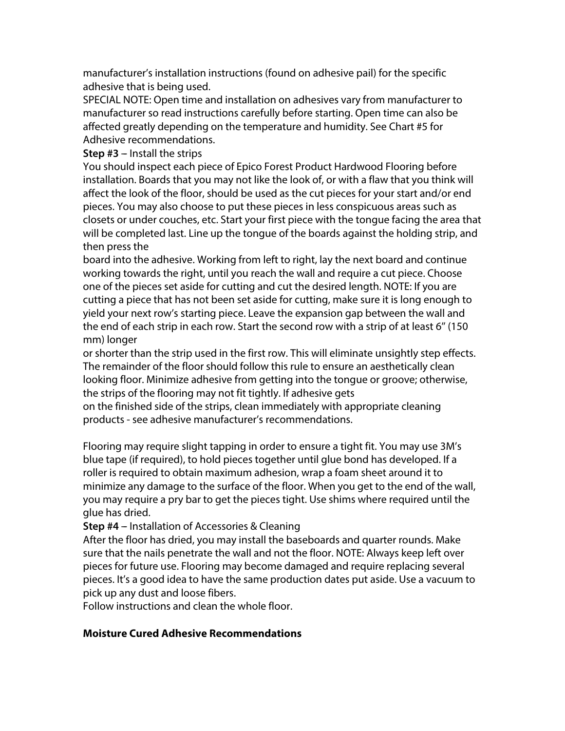manufacturer's installation instructions (found on adhesive pail) for the specific adhesive that is being used.

SPECIAL NOTE: Open time and installation on adhesives vary from manufacturer to manufacturer so read instructions carefully before starting. Open time can also be affected greatly depending on the temperature and humidity. See Chart #5 for Adhesive recommendations.

**Step #3** – Install the strips

You should inspect each piece of Epico Forest Product Hardwood Flooring before installation. Boards that you may not like the look of, or with a flaw that you think will affect the look of the floor, should be used as the cut pieces for your start and/or end pieces. You may also choose to put these pieces in less conspicuous areas such as closets or under couches, etc. Start your first piece with the tongue facing the area that will be completed last. Line up the tongue of the boards against the holding strip, and then press the board into the adhesive. Working from left to right, lay the next board and continue working towards the right, until you reach the wall and require a cut piece. Choose one of the pieces set aside for cutting and cut the desired length. NOTE: If you are cutting a piece that has not been set aside for cutting, make sure it is long enough to yield your next row's starting piece. Leave the expansion gap between the wall and the end of each strip in each row. Start the second row with a strip of at least 6" (150 mm) longer or shorter than the strip used in the first row. This will eliminate unsightly step effects. The remainder of the floor should follow this rule to ensure an aesthetically clean looking floor. Minimize adhesive from getting into the tongue or groove; otherwise, the strips of the flooring may not fit tightly. If adhesive gets on the finished side of the strips, clean immediately with appropriate cleaning products - see adhesive manufacturer's recommendations.

Flooring may require slight tapping in order to ensure a tight fit. You may use 3M's blue tape (if required), to hold pieces together until glue bond has developed. If a roller is required to obtain maximum adhesion, wrap a foam sheet around it to minimize any damage to the surface of the floor. When you get to the end of the wall, you may require a pry bar to get the pieces tight. Use shims where required until the glue has dried.

**Step #4** – Installation of Accessories & Cleaning

After the floor has dried, you may install the baseboards and quarter rounds. Make sure that the nails penetrate the wall and not the floor. NOTE: Always keep left over pieces for future use. Flooring may become damaged and require replacing several pieces. It's a good idea to have the same production dates put aside. Use a vacuum to pick up any dust and loose fibers.

Follow instructions and clean the whole floor.

**Moisture Cured Adhesive Recommendations**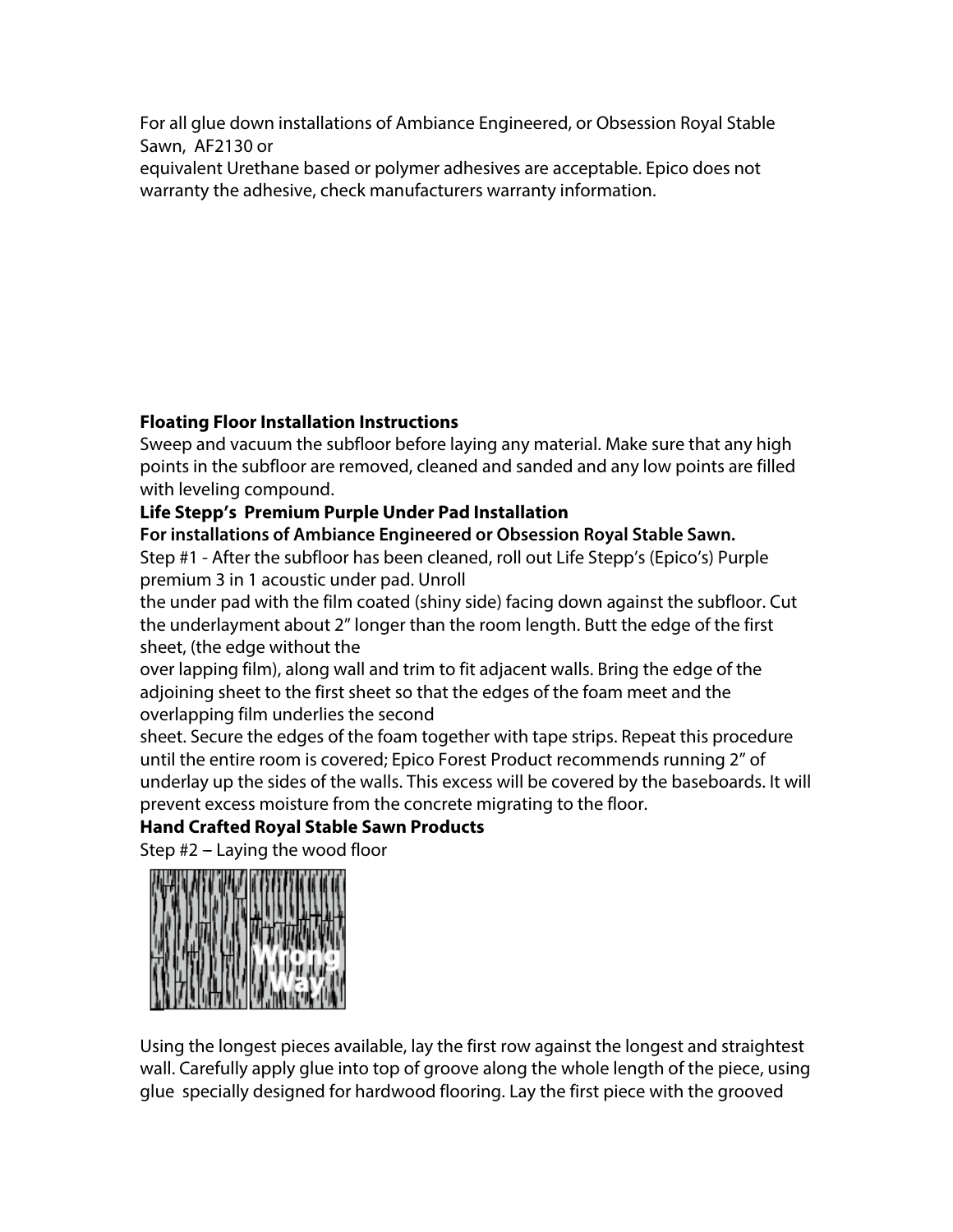For all glue down installations of Ambiance Engineered, or Obsession Royal Stable Sawn, AF2130 or
equivalent Urethane based or polymer adhesives are acceptable. Epico does not warranty the adhesive, check manufacturers warranty information.

**Floating Floor Installation Instructions**

Sweep and vacuum the subfloor before laying any material. Make sure that any high points in the subfloor are removed, cleaned and sanded and any low points are filled with leveling compound.

**Life Stepp's Premium Purple Under Pad Installation**

**For installations of Ambiance Engineered or Obsession Royal Stable Sawn.**

Step #1 - After the subfloor has been cleaned, roll out Life Stepp's (Epico's) Purple premium 3 in 1 acoustic under pad. Unroll
the under pad with the film coated (shiny side) facing down against the subfloor. Cut the underlayment about 2" longer than the room length. Butt the edge of the first sheet, (the edge without the
over lapping film), along wall and trim to fit adjacent walls. Bring the edge of the adjoining sheet to the first sheet so that the edges of the foam meet and the overlapping film underlies the second
sheet. Secure the edges of the foam together with tape strips. Repeat this procedure until the entire room is covered; Epico Forest Product recommends running 2" of underlay up the sides of the walls. This excess will be covered by the baseboards. It will prevent excess moisture from the concrete migrating to the floor.

**Hand Crafted Royal Stable Sawn Products**

Step #2 – Laying the wood floor

Wrong Way

Using the longest pieces available, lay the first row against the longest and straightest wall. Carefully apply glue into top of groove along the whole length of the piece, using glue specially designed for hardwood flooring. Lay the first piece with the grooved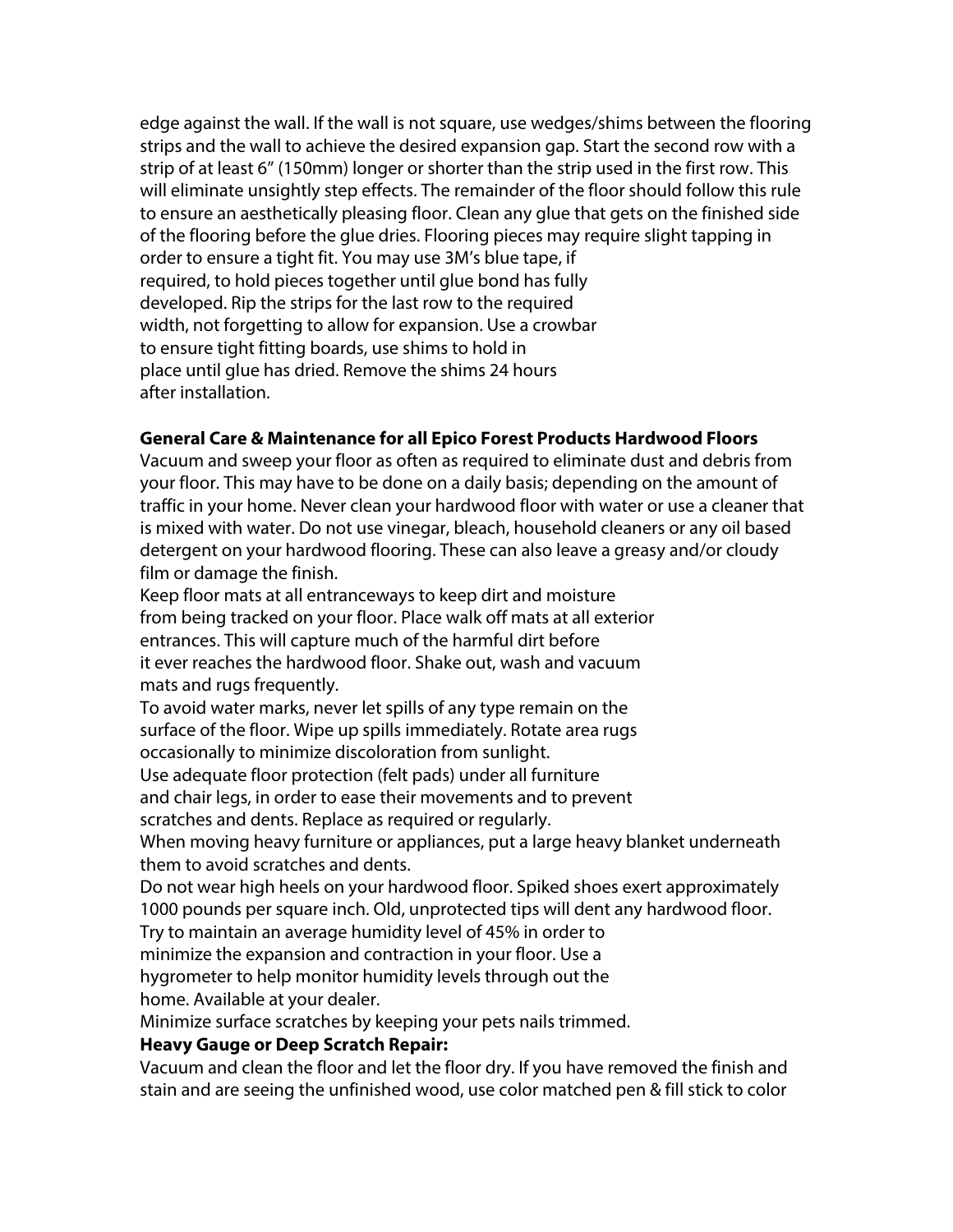edge against the wall. If the wall is not square, use wedges/shims between the flooring strips and the wall to achieve the desired expansion gap. Start the second row with a strip of at least 6" (150mm) longer or shorter than the strip used in the first row. This will eliminate unsightly step effects. The remainder of the floor should follow this rule to ensure an aesthetically pleasing floor. Clean any glue that gets on the finished side of the flooring before the glue dries. Flooring pieces may require slight tapping in order to ensure a tight fit. You may use 3M's blue tape, if required, to hold pieces together until glue bond has fully developed. Rip the strips for the last row to the required width, not forgetting to allow for expansion. Use a crowbar to ensure tight fitting boards, use shims to hold in place until glue has dried. Remove the shims 24 hours after installation.

**General Care & Maintenance for all Epico Forest Products Hardwood Floors**

Vacuum and sweep your floor as often as required to eliminate dust and debris from your floor. This may have to be done on a daily basis; depending on the amount of traffic in your home. Never clean your hardwood floor with water or use a cleaner that is mixed with water. Do not use vinegar, bleach, household cleaners or any oil based detergent on your hardwood flooring. These can also leave a greasy and/or cloudy film or damage the finish.

Keep floor mats at all entranceways to keep dirt and moisture from being tracked on your floor. Place walk off mats at all exterior entrances. This will capture much of the harmful dirt before it ever reaches the hardwood floor. Shake out, wash and vacuum mats and rugs frequently.

To avoid water marks, never let spills of any type remain on the surface of the floor. Wipe up spills immediately. Rotate area rugs occasionally to minimize discoloration from sunlight.

Use adequate floor protection (felt pads) under all furniture and chair legs, in order to ease their movements and to prevent scratches and dents. Replace as required or regularly.

When moving heavy furniture or appliances, put a large heavy blanket underneath them to avoid scratches and dents.

Do not wear high heels on your hardwood floor. Spiked shoes exert approximately 1000 pounds per square inch. Old, unprotected tips will dent any hardwood floor.

Try to maintain an average humidity level of 45% in order to minimize the expansion and contraction in your floor. Use a hygrometer to help monitor humidity levels through out the home. Available at your dealer.

Minimize surface scratches by keeping your pets nails trimmed.

**Heavy Gauge or Deep Scratch Repair:**

Vacuum and clean the floor and let the floor dry. If you have removed the finish and stain and are seeing the unfinished wood, use color matched pen & fill stick to color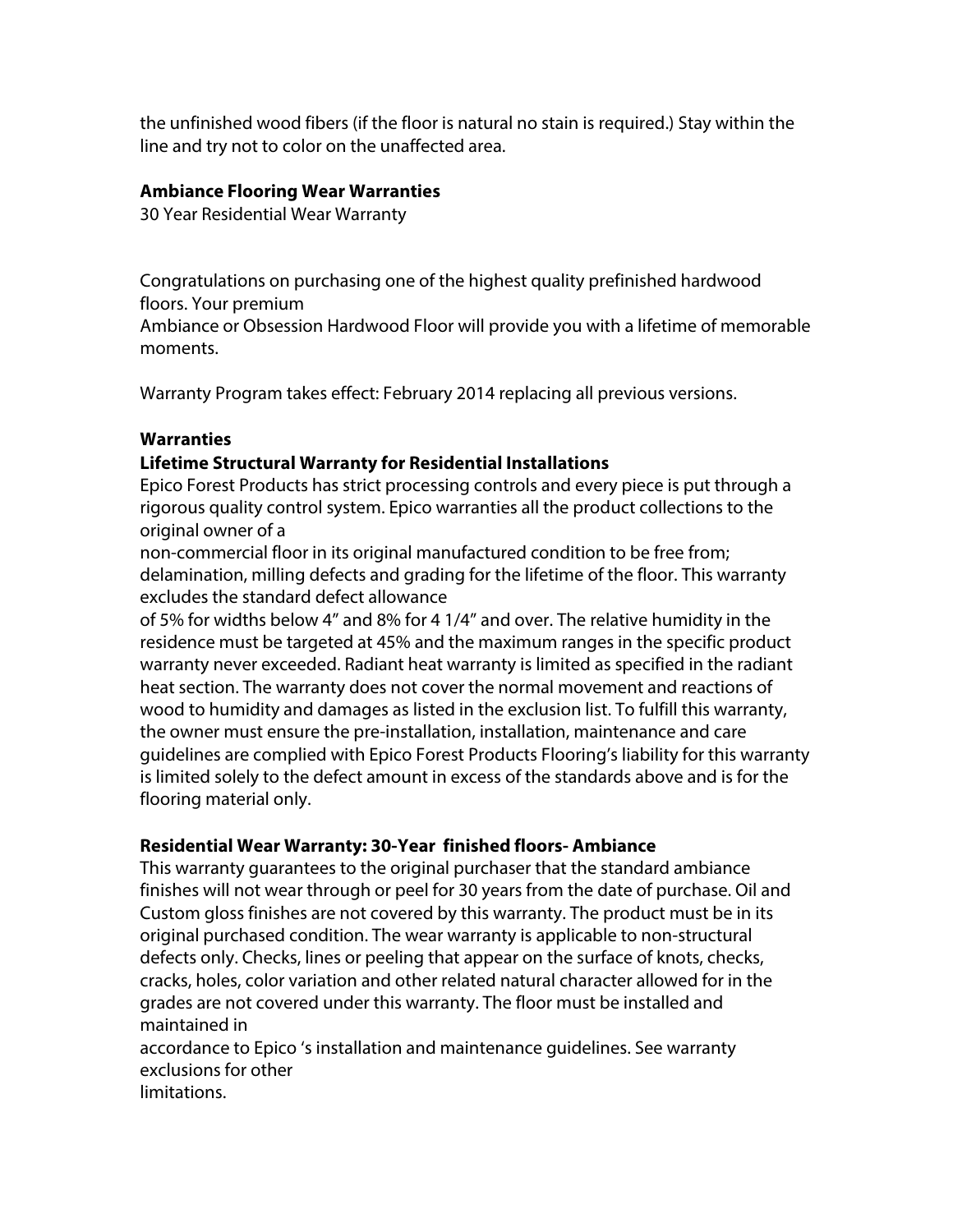the unfinished wood fibers (if the floor is natural no stain is required.) Stay within the line and try not to color on the unaffected area.

**Ambiance Flooring Wear Warranties**

30 Year Residential Wear Warranty

Congratulations on purchasing one of the highest quality prefinished hardwood floors. Your premium Ambiance or Obsession Hardwood Floor will provide you with a lifetime of memorable moments.

Warranty Program takes effect: February 2014 replacing all previous versions.

**Warranties**

**Lifetime Structural Warranty for Residential Installations**

Epico Forest Products has strict processing controls and every piece is put through a rigorous quality control system. Epico warranties all the product collections to the original owner of a non-commercial floor in its original manufactured condition to be free from; delamination, milling defects and grading for the lifetime of the floor. This warranty excludes the standard defect allowance of 5% for widths below 4" and 8% for 4 1/4" and over. The relative humidity in the residence must be targeted at 45% and the maximum ranges in the specific product warranty never exceeded. Radiant heat warranty is limited as specified in the radiant heat section. The warranty does not cover the normal movement and reactions of wood to humidity and damages as listed in the exclusion list. To fulfill this warranty, the owner must ensure the pre-installation, installation, maintenance and care guidelines are complied with Epico Forest Products Flooring's liability for this warranty is limited solely to the defect amount in excess of the standards above and is for the flooring material only.

**Residential Wear Warranty: 30-Year finished floors- Ambiance**

This warranty guarantees to the original purchaser that the standard ambiance finishes will not wear through or peel for 30 years from the date of purchase. Oil and Custom gloss finishes are not covered by this warranty. The product must be in its original purchased condition. The wear warranty is applicable to non-structural defects only. Checks, lines or peeling that appear on the surface of knots, checks, cracks, holes, color variation and other related natural character allowed for in the grades are not covered under this warranty. The floor must be installed and maintained in accordance to Epico 's installation and maintenance guidelines. See warranty exclusions for other limitations.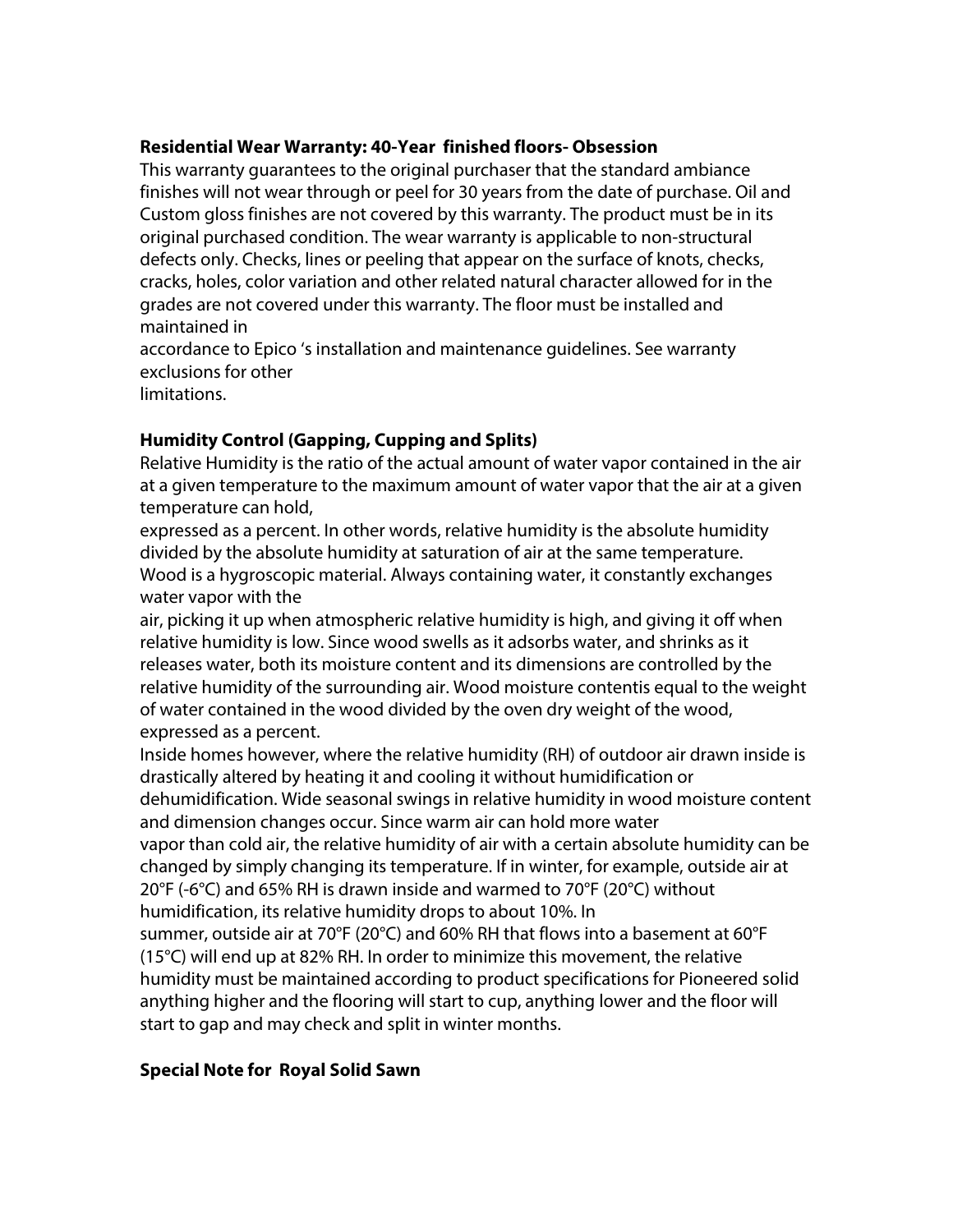**Residential Wear Warranty: 40-Year finished floors- Obsession**

This warranty guarantees to the original purchaser that the standard ambiance finishes will not wear through or peel for 30 years from the date of purchase. Oil and Custom gloss finishes are not covered by this warranty. The product must be in its original purchased condition. The wear warranty is applicable to non-structural defects only. Checks, lines or peeling that appear on the surface of knots, checks, cracks, holes, color variation and other related natural character allowed for in the grades are not covered under this warranty. The floor must be installed and maintained in accordance to Epico 's installation and maintenance guidelines. See warranty exclusions for other limitations.

**Humidity Control (Gapping, Cupping and Splits)**

Relative Humidity is the ratio of the actual amount of water vapor contained in the air at a given temperature to the maximum amount of water vapor that the air at a given temperature can hold, expressed as a percent. In other words, relative humidity is the absolute humidity divided by the absolute humidity at saturation of air at the same temperature. Wood is a hygroscopic material. Always containing water, it constantly exchanges water vapor with the air, picking it up when atmospheric relative humidity is high, and giving it off when relative humidity is low. Since wood swells as it adsorbs water, and shrinks as it releases water, both its moisture content and its dimensions are controlled by the relative humidity of the surrounding air. Wood moisture contentis equal to the weight of water contained in the wood divided by the oven dry weight of the wood, expressed as a percent.

Inside homes however, where the relative humidity (RH) of outdoor air drawn inside is drastically altered by heating it and cooling it without humidification or dehumidification. Wide seasonal swings in relative humidity in wood moisture content and dimension changes occur. Since warm air can hold more water vapor than cold air, the relative humidity of air with a certain absolute humidity can be changed by simply changing its temperature. If in winter, for example, outside air at 20°F (-6°C) and 65% RH is drawn inside and warmed to 70°F (20°C) without humidification, its relative humidity drops to about 10%. In summer, outside air at 70°F (20°C) and 60% RH that flows into a basement at 60°F (15°C) will end up at 82% RH. In order to minimize this movement, the relative humidity must be maintained according to product specifications for Pioneered solid anything higher and the flooring will start to cup, anything lower and the floor will start to gap and may check and split in winter months.

**Special Note for Royal Solid Sawn**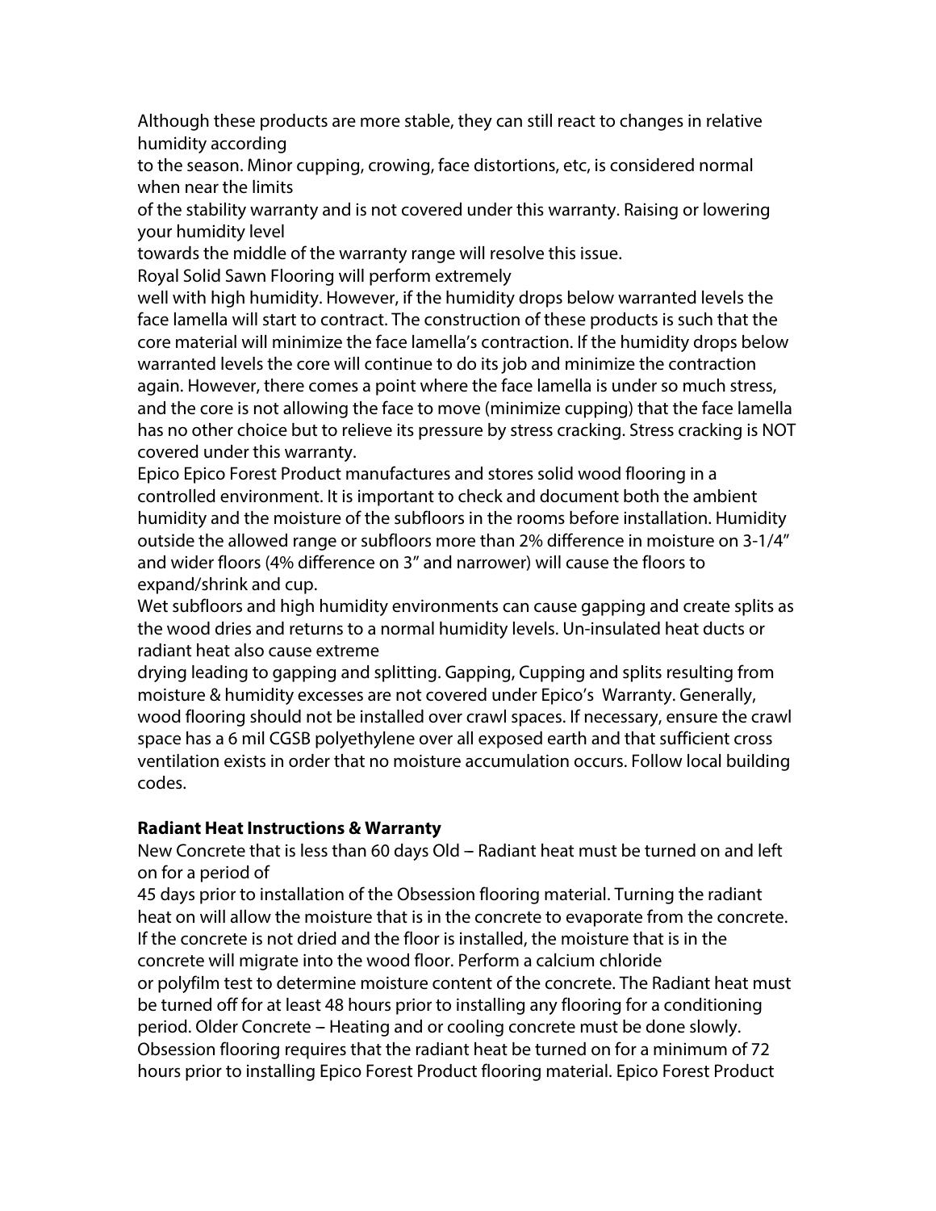Although these products are more stable, they can still react to changes in relative humidity according to the season. Minor cupping, crowing, face distortions, etc, is considered normal when near the limits of the stability warranty and is not covered under this warranty. Raising or lowering your humidity level towards the middle of the warranty range will resolve this issue.

Royal Solid Sawn Flooring will perform extremely well with high humidity. However, if the humidity drops below warranted levels the face lamella will start to contract. The construction of these products is such that the core material will minimize the face lamella's contraction. If the humidity drops below warranted levels the core will continue to do its job and minimize the contraction again. However, there comes a point where the face lamella is under so much stress, and the core is not allowing the face to move (minimize cupping) that the face lamella has no other choice but to relieve its pressure by stress cracking. Stress cracking is NOT covered under this warranty.

Epico Epico Forest Product manufactures and stores solid wood flooring in a controlled environment. It is important to check and document both the ambient humidity and the moisture of the subfloors in the rooms before installation. Humidity outside the allowed range or subfloors more than 2% difference in moisture on 3-1/4" and wider floors (4% difference on 3" and narrower) will cause the floors to expand/shrink and cup.

Wet subfloors and high humidity environments can cause gapping and create splits as the wood dries and returns to a normal humidity levels. Un-insulated heat ducts or radiant heat also cause extreme drying leading to gapping and splitting. Gapping, Cupping and splits resulting from moisture & humidity excesses are not covered under Epico's Warranty. Generally, wood flooring should not be installed over crawl spaces. If necessary, ensure the crawl space has a 6 mil CGSB polyethylene over all exposed earth and that sufficient cross ventilation exists in order that no moisture accumulation occurs. Follow local building codes.

**Radiant Heat Instructions & Warranty**

New Concrete that is less than 60 days Old – Radiant heat must be turned on and left on for a period of 45 days prior to installation of the Obsession flooring material. Turning the radiant heat on will allow the moisture that is in the concrete to evaporate from the concrete. If the concrete is not dried and the floor is installed, the moisture that is in the concrete will migrate into the wood floor. Perform a calcium chloride or polyfilm test to determine moisture content of the concrete. The Radiant heat must be turned off for at least 48 hours prior to installing any flooring for a conditioning period. Older Concrete – Heating and or cooling concrete must be done slowly. Obsession flooring requires that the radiant heat be turned on for a minimum of 72 hours prior to installing Epico Forest Product flooring material. Epico Forest Product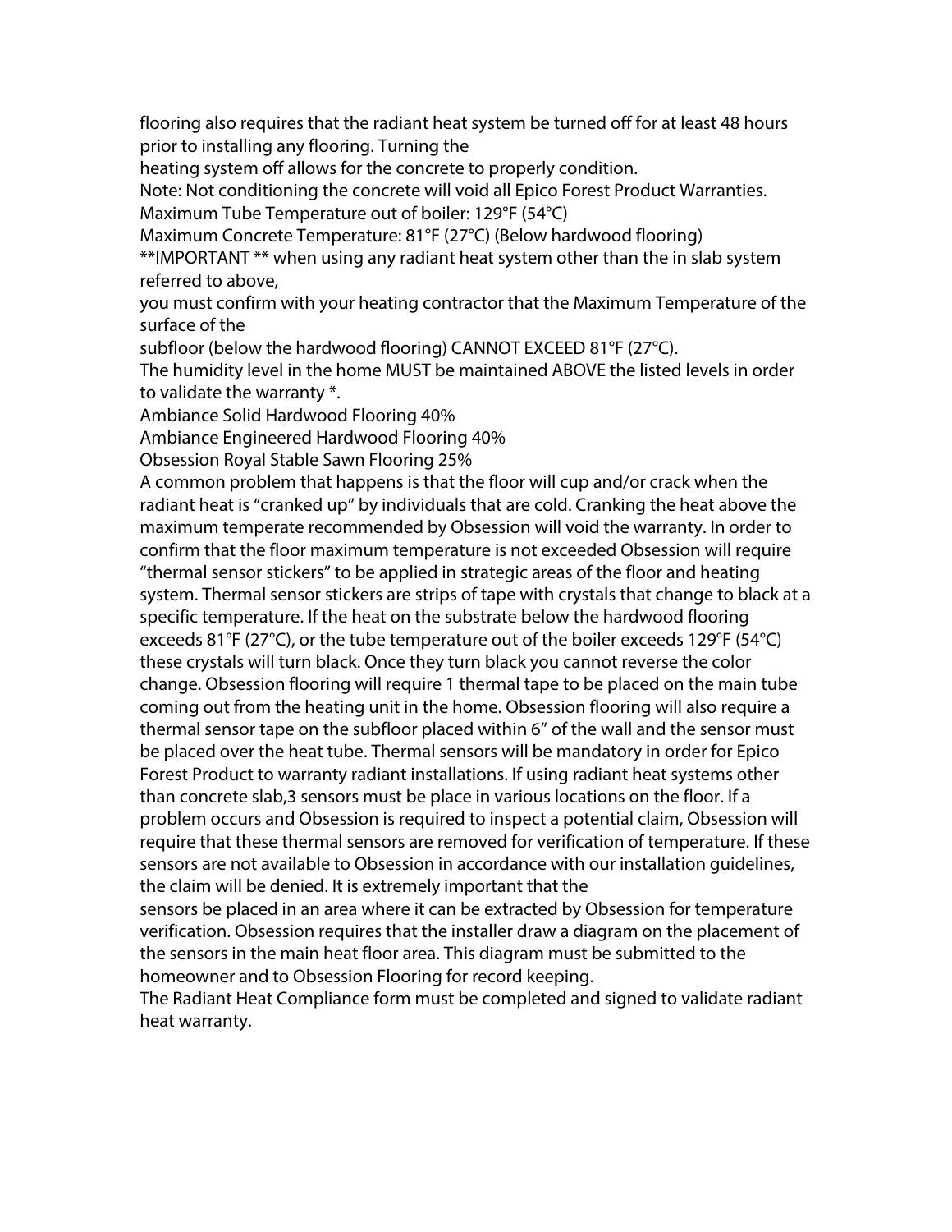flooring also requires that the radiant heat system be turned off for at least 48 hours prior to installing any flooring. Turning the
heating system off allows for the concrete to properly condition.
Note: Not conditioning the concrete will void all Epico Forest Product Warranties.
Maximum Tube Temperature out of boiler: 129°F (54°C)
Maximum Concrete Temperature: 81°F (27°C) (Below hardwood flooring)
**IMPORTANT ** when using any radiant heat system other than the in slab system referred to above,
you must confirm with your heating contractor that the Maximum Temperature of the surface of the
subfloor (below the hardwood flooring) CANNOT EXCEED 81°F (27°C).
The humidity level in the home MUST be maintained ABOVE the listed levels in order to validate the warranty *.
Ambiance Solid Hardwood Flooring 40%
Ambiance Engineered Hardwood Flooring 40%
Obsession Royal Stable Sawn Flooring 25%
A common problem that happens is that the floor will cup and/or crack when the radiant heat is "cranked up" by individuals that are cold. Cranking the heat above the maximum temperate recommended by Obsession will void the warranty. In order to confirm that the floor maximum temperature is not exceeded Obsession will require "thermal sensor stickers" to be applied in strategic areas of the floor and heating system. Thermal sensor stickers are strips of tape with crystals that change to black at a specific temperature. If the heat on the substrate below the hardwood flooring exceeds 81°F (27°C), or the tube temperature out of the boiler exceeds 129°F (54°C) these crystals will turn black. Once they turn black you cannot reverse the color change. Obsession flooring will require 1 thermal tape to be placed on the main tube coming out from the heating unit in the home. Obsession flooring will also require a thermal sensor tape on the subfloor placed within 6" of the wall and the sensor must be placed over the heat tube. Thermal sensors will be mandatory in order for Epico Forest Product to warranty radiant installations. If using radiant heat systems other than concrete slab,3 sensors must be place in various locations on the floor. If a problem occurs and Obsession is required to inspect a potential claim, Obsession will require that these thermal sensors are removed for verification of temperature. If these sensors are not available to Obsession in accordance with our installation guidelines, the claim will be denied. It is extremely important that the
sensors be placed in an area where it can be extracted by Obsession for temperature verification. Obsession requires that the installer draw a diagram on the placement of the sensors in the main heat floor area. This diagram must be submitted to the homeowner and to Obsession Flooring for record keeping.
The Radiant Heat Compliance form must be completed and signed to validate radiant heat warranty.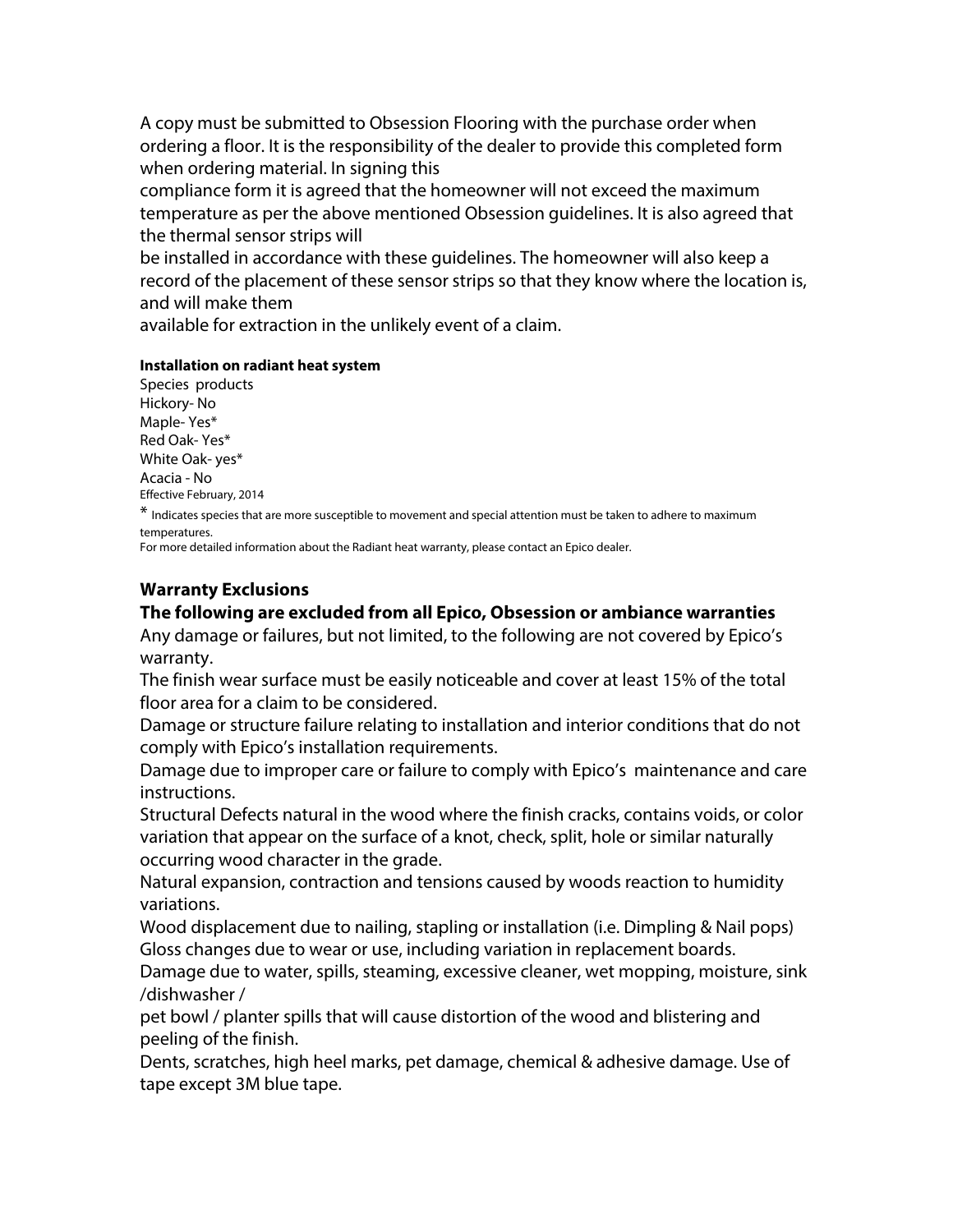A copy must be submitted to Obsession Flooring with the purchase order when ordering a floor. It is the responsibility of the dealer to provide this completed form when ordering material. In signing this
compliance form it is agreed that the homeowner will not exceed the maximum temperature as per the above mentioned Obsession guidelines. It is also agreed that the thermal sensor strips will
be installed in accordance with these guidelines. The homeowner will also keep a record of the placement of these sensor strips so that they know where the location is, and will make them
available for extraction in the unlikely event of a claim.

**Installation on radiant heat system**

Species products
Hickory- No
Maple- Yes*
Red Oak- Yes*
White Oak- yes*
Acacia - No
Effective February, 2014

\* Indicates species that are more susceptible to movement and special attention must be taken to adhere to maximum temperatures.
For more detailed information about the Radiant heat warranty, please contact an Epico dealer.

### Warranty Exclusions

### The following are excluded from all Epico, Obsession or ambiance warranties

Any damage or failures, but not limited, to the following are not covered by Epico's warranty.

The finish wear surface must be easily noticeable and cover at least 15% of the total floor area for a claim to be considered.

Damage or structure failure relating to installation and interior conditions that do not comply with Epico's installation requirements.

Damage due to improper care or failure to comply with Epico's maintenance and care instructions.

Structural Defects natural in the wood where the finish cracks, contains voids, or color variation that appear on the surface of a knot, check, split, hole or similar naturally occurring wood character in the grade.

Natural expansion, contraction and tensions caused by woods reaction to humidity variations.

Wood displacement due to nailing, stapling or installation (i.e. Dimpling & Nail pops)
Gloss changes due to wear or use, including variation in replacement boards.

Damage due to water, spills, steaming, excessive cleaner, wet mopping, moisture, sink /dishwasher /
pet bowl / planter spills that will cause distortion of the wood and blistering and peeling of the finish.

Dents, scratches, high heel marks, pet damage, chemical & adhesive damage. Use of tape except 3M blue tape.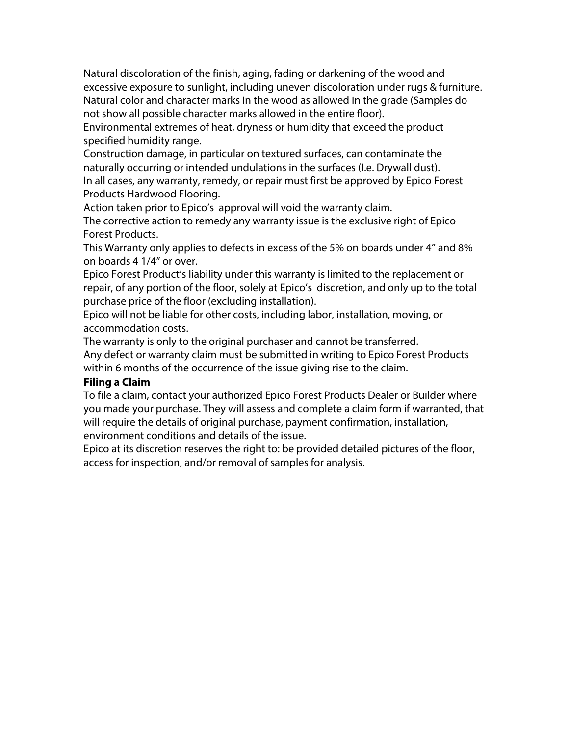Natural discoloration of the finish, aging, fading or darkening of the wood and excessive exposure to sunlight, including uneven discoloration under rugs & furniture.
Natural color and character marks in the wood as allowed in the grade (Samples do not show all possible character marks allowed in the entire floor).
Environmental extremes of heat, dryness or humidity that exceed the product specified humidity range.
Construction damage, in particular on textured surfaces, can contaminate the naturally occurring or intended undulations in the surfaces (I.e. Drywall dust).
In all cases, any warranty, remedy, or repair must first be approved by Epico Forest Products Hardwood Flooring.
Action taken prior to Epico's  approval will void the warranty claim.
The corrective action to remedy any warranty issue is the exclusive right of Epico Forest Products.
This Warranty only applies to defects in excess of the 5% on boards under 4" and 8% on boards 4 1/4" or over.
Epico Forest Product's liability under this warranty is limited to the replacement or repair, of any portion of the floor, solely at Epico's  discretion, and only up to the total purchase price of the floor (excluding installation).
Epico will not be liable for other costs, including labor, installation, moving, or accommodation costs.
The warranty is only to the original purchaser and cannot be transferred.
Any defect or warranty claim must be submitted in writing to Epico Forest Products within 6 months of the occurrence of the issue giving rise to the claim.

**Filing a Claim**

To file a claim, contact your authorized Epico Forest Products Dealer or Builder where you made your purchase. They will assess and complete a claim form if warranted, that will require the details of original purchase, payment confirmation, installation, environment conditions and details of the issue.
Epico at its discretion reserves the right to: be provided detailed pictures of the floor, access for inspection, and/or removal of samples for analysis.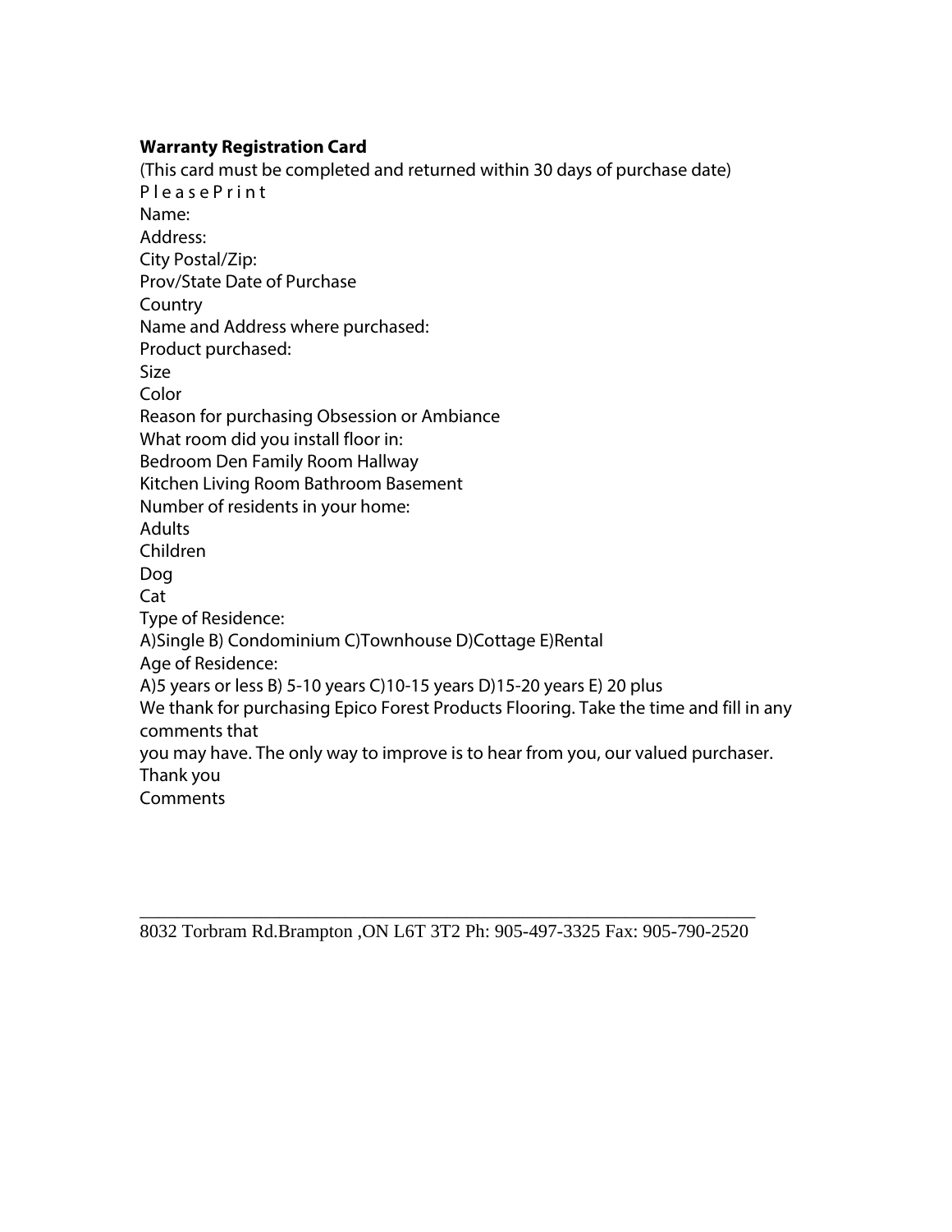**Warranty Registration Card**

(This card must be completed and returned within 30 days of purchase date)

P l e a s e P r i n t

Name:

Address:

City Postal/Zip:

Prov/State Date of Purchase

Country

Name and Address where purchased:

Product purchased:

Size

Color

Reason for purchasing Obsession or Ambiance

What room did you install floor in:

Bedroom Den Family Room Hallway

Kitchen Living Room Bathroom Basement

Number of residents in your home:

Adults

Children

Dog

Cat

Type of Residence:

A)Single B) Condominium C)Townhouse D)Cottage E)Rental

Age of Residence:

A)5 years or less B) 5-10 years C)10-15 years D)15-20 years E) 20 plus

We thank for purchasing Epico Forest Products Flooring. Take the time and fill in any comments that
you may have. The only way to improve is to hear from you, our valued purchaser.

Thank you

Comments

---

8032 Torbram Rd.Brampton ,ON L6T 3T2 Ph: 905-497-3325 Fax: 905-790-2520